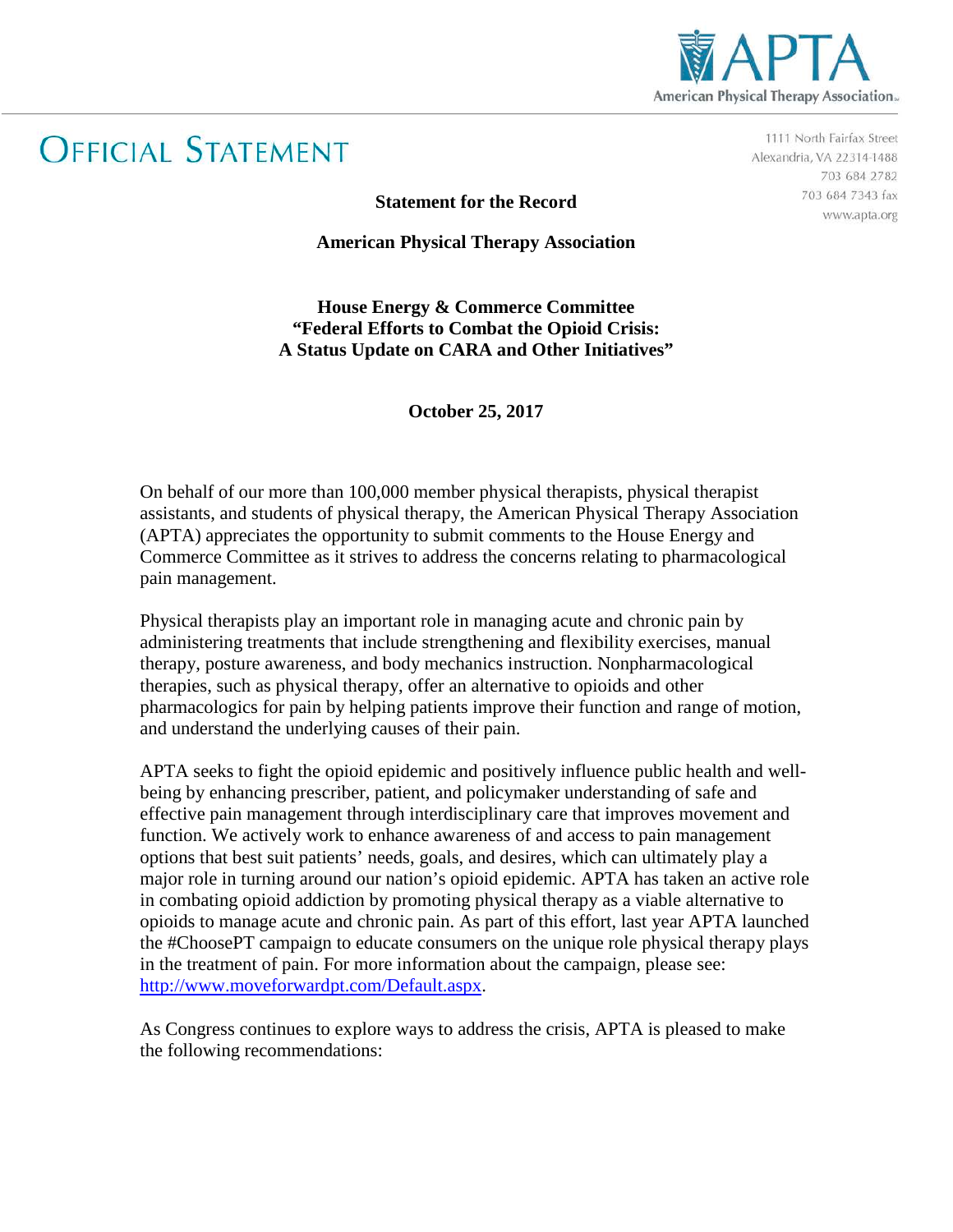APTA

American Physical Therapy Association

# OFFICIAL STATEMENT

1111 North Fairfax Street
Alexandria, VA 22314-1488
703 684 2782
703 684 7343 fax
www.apta.org

**Statement for the Record**

**American Physical Therapy Association**

**House Energy & Commerce Committee**
**"Federal Efforts to Combat the Opioid Crisis:**
**A Status Update on CARA and Other Initiatives"**

**October 25, 2017**

On behalf of our more than 100,000 member physical therapists, physical therapist assistants, and students of physical therapy, the American Physical Therapy Association (APTA) appreciates the opportunity to submit comments to the House Energy and Commerce Committee as it strives to address the concerns relating to pharmacological pain management.

Physical therapists play an important role in managing acute and chronic pain by administering treatments that include strengthening and flexibility exercises, manual therapy, posture awareness, and body mechanics instruction. Nonpharmacological therapies, such as physical therapy, offer an alternative to opioids and other pharmacologics for pain by helping patients improve their function and range of motion, and understand the underlying causes of their pain.

APTA seeks to fight the opioid epidemic and positively influence public health and well-being by enhancing prescriber, patient, and policymaker understanding of safe and effective pain management through interdisciplinary care that improves movement and function. We actively work to enhance awareness of and access to pain management options that best suit patients' needs, goals, and desires, which can ultimately play a major role in turning around our nation's opioid epidemic. APTA has taken an active role in combating opioid addiction by promoting physical therapy as a viable alternative to opioids to manage acute and chronic pain. As part of this effort, last year APTA launched the #ChoosePT campaign to educate consumers on the unique role physical therapy plays in the treatment of pain. For more information about the campaign, please see: http://www.moveforwardpt.com/Default.aspx.

As Congress continues to explore ways to address the crisis, APTA is pleased to make the following recommendations: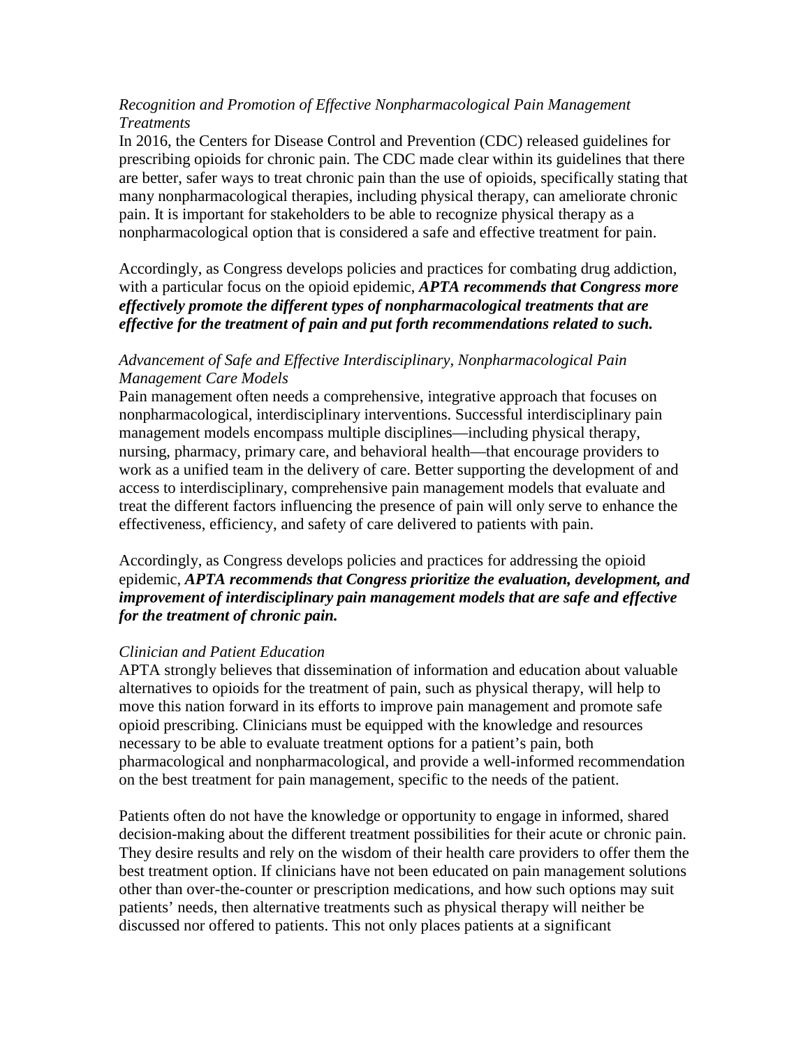*Recognition and Promotion of Effective Nonpharmacological Pain Management Treatments*

In 2016, the Centers for Disease Control and Prevention (CDC) released guidelines for prescribing opioids for chronic pain. The CDC made clear within its guidelines that there are better, safer ways to treat chronic pain than the use of opioids, specifically stating that many nonpharmacological therapies, including physical therapy, can ameliorate chronic pain. It is important for stakeholders to be able to recognize physical therapy as a nonpharmacological option that is considered a safe and effective treatment for pain.

Accordingly, as Congress develops policies and practices for combating drug addiction, with a particular focus on the opioid epidemic, ***APTA recommends that Congress more effectively promote the different types of nonpharmacological treatments that are effective for the treatment of pain and put forth recommendations related to such.***

*Advancement of Safe and Effective Interdisciplinary, Nonpharmacological Pain Management Care Models*

Pain management often needs a comprehensive, integrative approach that focuses on nonpharmacological, interdisciplinary interventions. Successful interdisciplinary pain management models encompass multiple disciplines—including physical therapy, nursing, pharmacy, primary care, and behavioral health—that encourage providers to work as a unified team in the delivery of care. Better supporting the development of and access to interdisciplinary, comprehensive pain management models that evaluate and treat the different factors influencing the presence of pain will only serve to enhance the effectiveness, efficiency, and safety of care delivered to patients with pain.

Accordingly, as Congress develops policies and practices for addressing the opioid epidemic, ***APTA recommends that Congress prioritize the evaluation, development, and improvement of interdisciplinary pain management models that are safe and effective for the treatment of chronic pain.***

*Clinician and Patient Education*

APTA strongly believes that dissemination of information and education about valuable alternatives to opioids for the treatment of pain, such as physical therapy, will help to move this nation forward in its efforts to improve pain management and promote safe opioid prescribing. Clinicians must be equipped with the knowledge and resources necessary to be able to evaluate treatment options for a patient's pain, both pharmacological and nonpharmacological, and provide a well-informed recommendation on the best treatment for pain management, specific to the needs of the patient.

Patients often do not have the knowledge or opportunity to engage in informed, shared decision-making about the different treatment possibilities for their acute or chronic pain. They desire results and rely on the wisdom of their health care providers to offer them the best treatment option. If clinicians have not been educated on pain management solutions other than over-the-counter or prescription medications, and how such options may suit patients' needs, then alternative treatments such as physical therapy will neither be discussed nor offered to patients. This not only places patients at a significant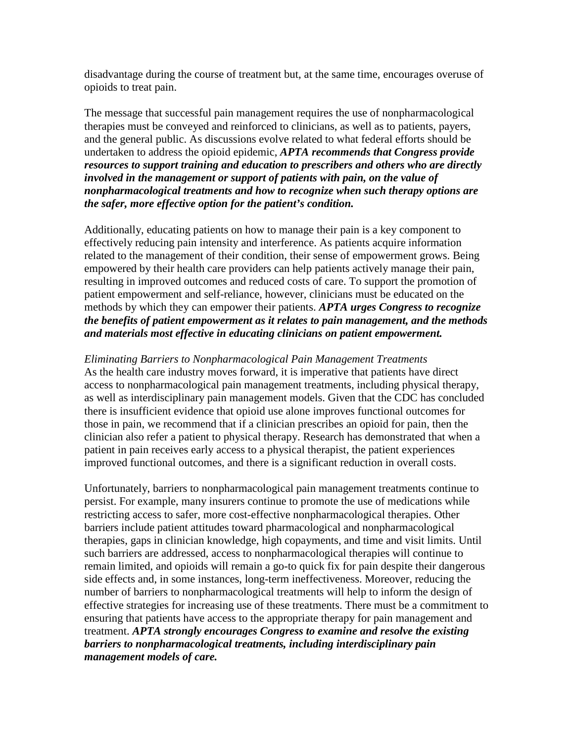disadvantage during the course of treatment but, at the same time, encourages overuse of opioids to treat pain.

The message that successful pain management requires the use of nonpharmacological therapies must be conveyed and reinforced to clinicians, as well as to patients, payers, and the general public. As discussions evolve related to what federal efforts should be undertaken to address the opioid epidemic, ***APTA recommends that Congress provide resources to support training and education to prescribers and others who are directly involved in the management or support of patients with pain, on the value of nonpharmacological treatments and how to recognize when such therapy options are the safer, more effective option for the patient's condition.***

Additionally, educating patients on how to manage their pain is a key component to effectively reducing pain intensity and interference. As patients acquire information related to the management of their condition, their sense of empowerment grows. Being empowered by their health care providers can help patients actively manage their pain, resulting in improved outcomes and reduced costs of care. To support the promotion of patient empowerment and self-reliance, however, clinicians must be educated on the methods by which they can empower their patients. ***APTA urges Congress to recognize the benefits of patient empowerment as it relates to pain management, and the methods and materials most effective in educating clinicians on patient empowerment.***

*Eliminating Barriers to Nonpharmacological Pain Management Treatments*

As the health care industry moves forward, it is imperative that patients have direct access to nonpharmacological pain management treatments, including physical therapy, as well as interdisciplinary pain management models. Given that the CDC has concluded there is insufficient evidence that opioid use alone improves functional outcomes for those in pain, we recommend that if a clinician prescribes an opioid for pain, then the clinician also refer a patient to physical therapy. Research has demonstrated that when a patient in pain receives early access to a physical therapist, the patient experiences improved functional outcomes, and there is a significant reduction in overall costs.

Unfortunately, barriers to nonpharmacological pain management treatments continue to persist. For example, many insurers continue to promote the use of medications while restricting access to safer, more cost-effective nonpharmacological therapies. Other barriers include patient attitudes toward pharmacological and nonpharmacological therapies, gaps in clinician knowledge, high copayments, and time and visit limits. Until such barriers are addressed, access to nonpharmacological therapies will continue to remain limited, and opioids will remain a go-to quick fix for pain despite their dangerous side effects and, in some instances, long-term ineffectiveness. Moreover, reducing the number of barriers to nonpharmacological treatments will help to inform the design of effective strategies for increasing use of these treatments. There must be a commitment to ensuring that patients have access to the appropriate therapy for pain management and treatment. ***APTA strongly encourages Congress to examine and resolve the existing barriers to nonpharmacological treatments, including interdisciplinary pain management models of care.***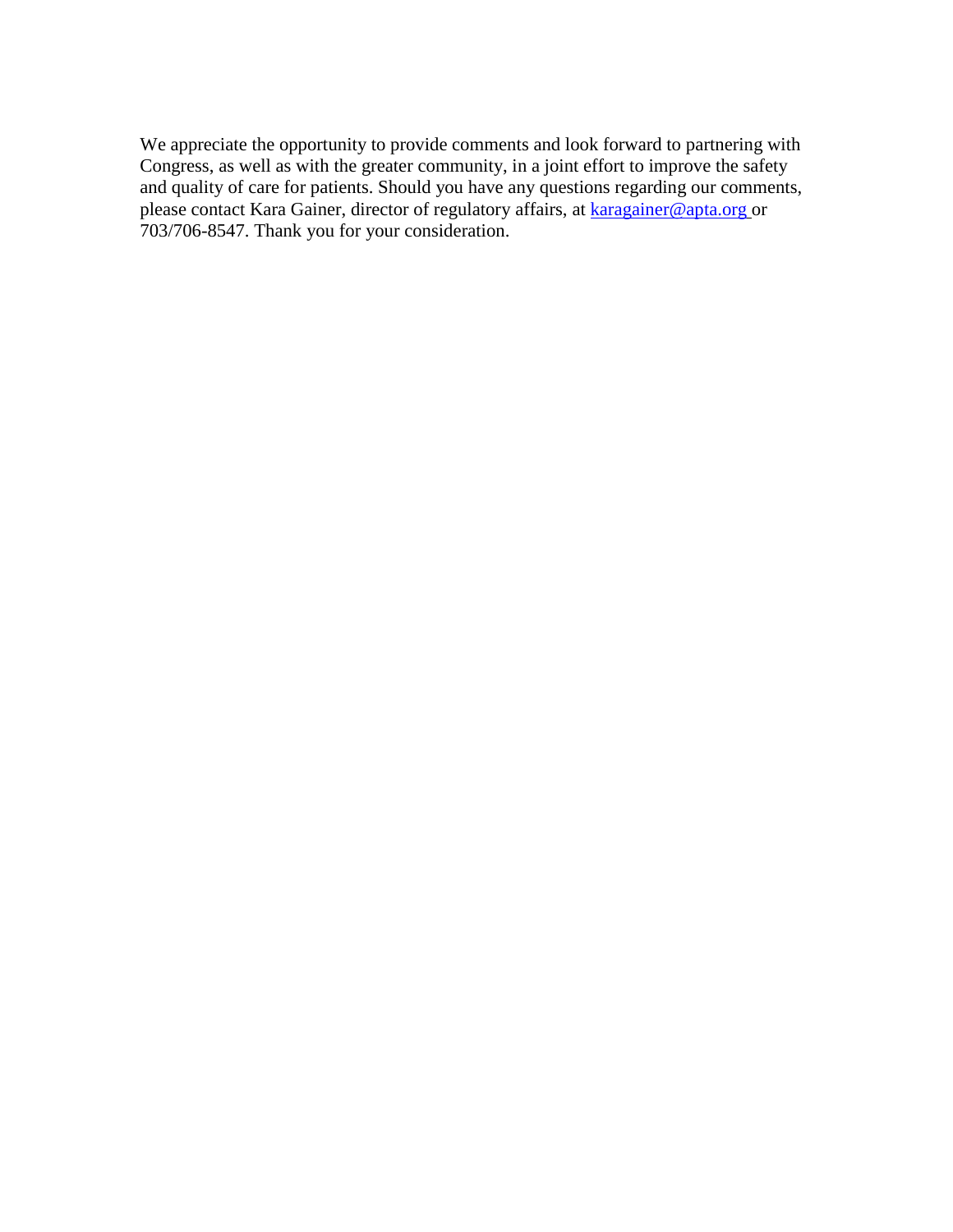We appreciate the opportunity to provide comments and look forward to partnering with Congress, as well as with the greater community, in a joint effort to improve the safety and quality of care for patients. Should you have any questions regarding our comments, please contact Kara Gainer, director of regulatory affairs, at karagainer@apta.org or 703/706-8547. Thank you for your consideration.